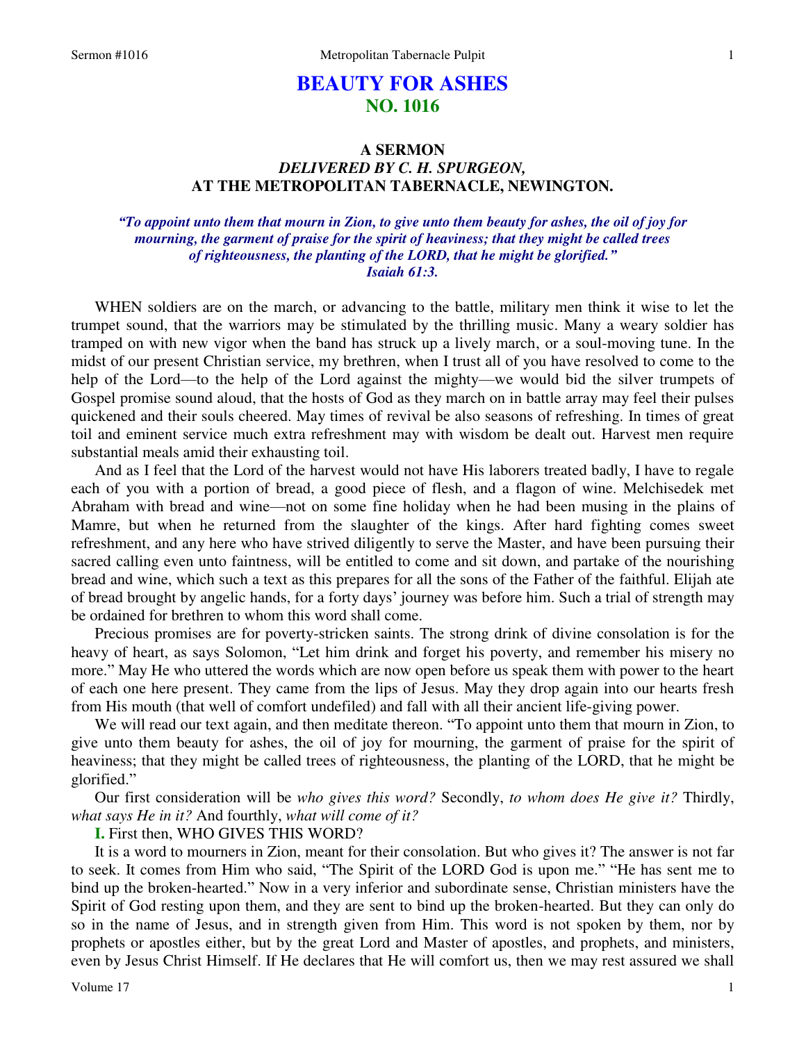# BEAUTY FOR ASHES
## NO. 1016

### A SERMON
### *DELIVERED BY C. H. SPURGEON,*
### AT THE METROPOLITAN TABERNACLE, NEWINGTON.

*"To appoint unto them that mourn in Zion, to give unto them beauty for ashes, the oil of joy for mourning, the garment of praise for the spirit of heaviness; that they might be called trees of righteousness, the planting of the LORD, that he might be glorified." Isaiah 61:3.*

WHEN soldiers are on the march, or advancing to the battle, military men think it wise to let the trumpet sound, that the warriors may be stimulated by the thrilling music. Many a weary soldier has tramped on with new vigor when the band has struck up a lively march, or a soul-moving tune. In the midst of our present Christian service, my brethren, when I trust all of you have resolved to come to the help of the Lord—to the help of the Lord against the mighty—we would bid the silver trumpets of Gospel promise sound aloud, that the hosts of God as they march on in battle array may feel their pulses quickened and their souls cheered. May times of revival be also seasons of refreshing. In times of great toil and eminent service much extra refreshment may with wisdom be dealt out. Harvest men require substantial meals amid their exhausting toil.

And as I feel that the Lord of the harvest would not have His laborers treated badly, I have to regale each of you with a portion of bread, a good piece of flesh, and a flagon of wine. Melchisedek met Abraham with bread and wine—not on some fine holiday when he had been musing in the plains of Mamre, but when he returned from the slaughter of the kings. After hard fighting comes sweet refreshment, and any here who have strived diligently to serve the Master, and have been pursuing their sacred calling even unto faintness, will be entitled to come and sit down, and partake of the nourishing bread and wine, which such a text as this prepares for all the sons of the Father of the faithful. Elijah ate of bread brought by angelic hands, for a forty days' journey was before him. Such a trial of strength may be ordained for brethren to whom this word shall come.

Precious promises are for poverty-stricken saints. The strong drink of divine consolation is for the heavy of heart, as says Solomon, "Let him drink and forget his poverty, and remember his misery no more." May He who uttered the words which are now open before us speak them with power to the heart of each one here present. They came from the lips of Jesus. May they drop again into our hearts fresh from His mouth (that well of comfort undefiled) and fall with all their ancient life-giving power.

We will read our text again, and then meditate thereon. "To appoint unto them that mourn in Zion, to give unto them beauty for ashes, the oil of joy for mourning, the garment of praise for the spirit of heaviness; that they might be called trees of righteousness, the planting of the LORD, that he might be glorified."

Our first consideration will be *who gives this word?* Secondly, *to whom does He give it?* Thirdly, *what says He in it?* And fourthly, *what will come of it?*

**I.** First then, WHO GIVES THIS WORD?

It is a word to mourners in Zion, meant for their consolation. But who gives it? The answer is not far to seek. It comes from Him who said, "The Spirit of the LORD God is upon me." "He has sent me to bind up the broken-hearted." Now in a very inferior and subordinate sense, Christian ministers have the Spirit of God resting upon them, and they are sent to bind up the broken-hearted. But they can only do so in the name of Jesus, and in strength given from Him. This word is not spoken by them, nor by prophets or apostles either, but by the great Lord and Master of apostles, and prophets, and ministers, even by Jesus Christ Himself. If He declares that He will comfort us, then we may rest assured we shall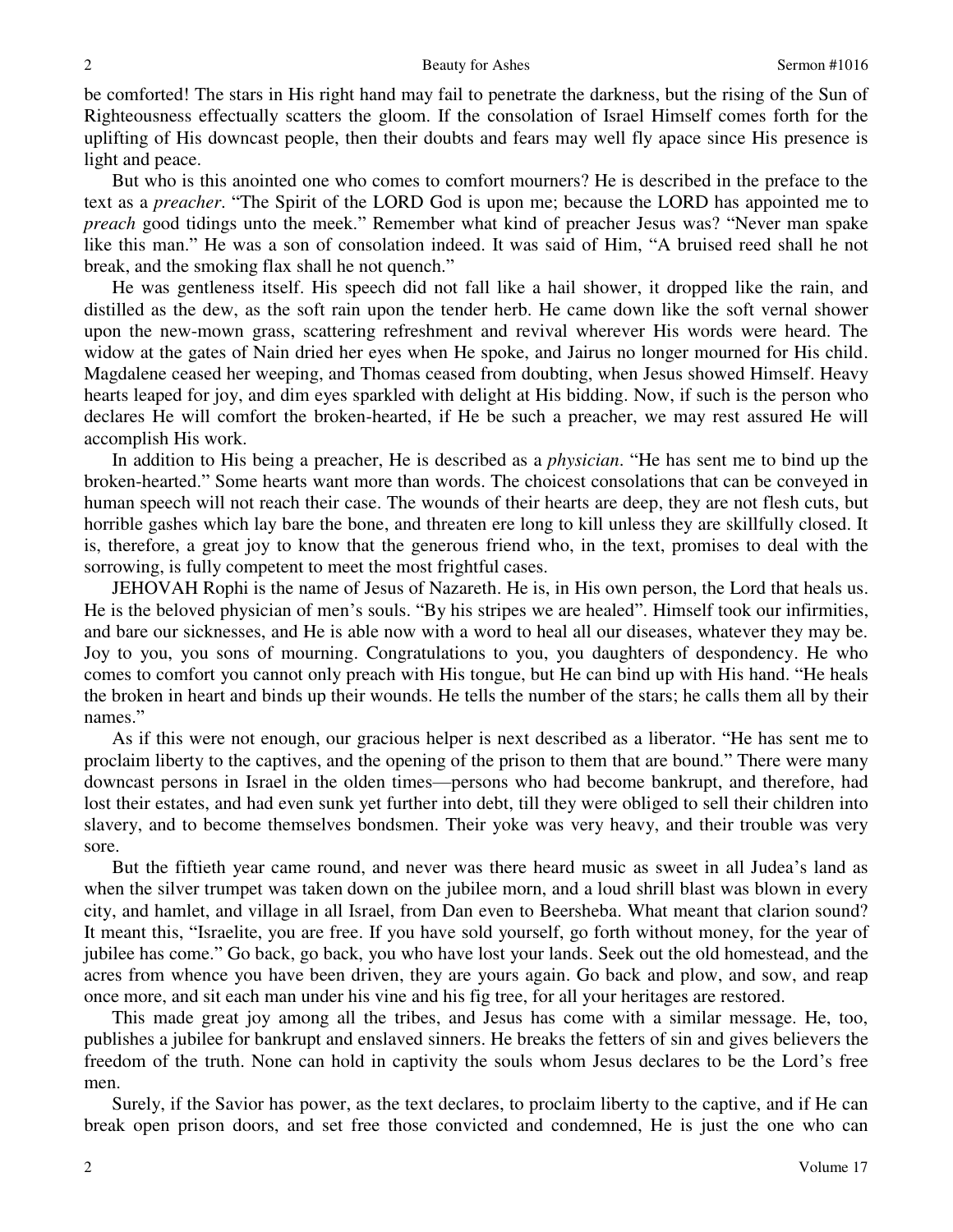be comforted! The stars in His right hand may fail to penetrate the darkness, but the rising of the Sun of Righteousness effectually scatters the gloom. If the consolation of Israel Himself comes forth for the uplifting of His downcast people, then their doubts and fears may well fly apace since His presence is light and peace.

But who is this anointed one who comes to comfort mourners? He is described in the preface to the text as a *preacher*. "The Spirit of the LORD God is upon me; because the LORD has appointed me to *preach* good tidings unto the meek." Remember what kind of preacher Jesus was? "Never man spake like this man." He was a son of consolation indeed. It was said of Him, "A bruised reed shall he not break, and the smoking flax shall he not quench."

He was gentleness itself. His speech did not fall like a hail shower, it dropped like the rain, and distilled as the dew, as the soft rain upon the tender herb. He came down like the soft vernal shower upon the new-mown grass, scattering refreshment and revival wherever His words were heard. The widow at the gates of Nain dried her eyes when He spoke, and Jairus no longer mourned for His child. Magdalene ceased her weeping, and Thomas ceased from doubting, when Jesus showed Himself. Heavy hearts leaped for joy, and dim eyes sparkled with delight at His bidding. Now, if such is the person who declares He will comfort the broken-hearted, if He be such a preacher, we may rest assured He will accomplish His work.

In addition to His being a preacher, He is described as a *physician*. "He has sent me to bind up the broken-hearted." Some hearts want more than words. The choicest consolations that can be conveyed in human speech will not reach their case. The wounds of their hearts are deep, they are not flesh cuts, but horrible gashes which lay bare the bone, and threaten ere long to kill unless they are skillfully closed. It is, therefore, a great joy to know that the generous friend who, in the text, promises to deal with the sorrowing, is fully competent to meet the most frightful cases.

JEHOVAH Rophi is the name of Jesus of Nazareth. He is, in His own person, the Lord that heals us. He is the beloved physician of men's souls. "By his stripes we are healed". Himself took our infirmities, and bare our sicknesses, and He is able now with a word to heal all our diseases, whatever they may be. Joy to you, you sons of mourning. Congratulations to you, you daughters of despondency. He who comes to comfort you cannot only preach with His tongue, but He can bind up with His hand. "He heals the broken in heart and binds up their wounds. He tells the number of the stars; he calls them all by their names."

As if this were not enough, our gracious helper is next described as a liberator. "He has sent me to proclaim liberty to the captives, and the opening of the prison to them that are bound." There were many downcast persons in Israel in the olden times—persons who had become bankrupt, and therefore, had lost their estates, and had even sunk yet further into debt, till they were obliged to sell their children into slavery, and to become themselves bondsmen. Their yoke was very heavy, and their trouble was very sore.

But the fiftieth year came round, and never was there heard music as sweet in all Judea's land as when the silver trumpet was taken down on the jubilee morn, and a loud shrill blast was blown in every city, and hamlet, and village in all Israel, from Dan even to Beersheba. What meant that clarion sound? It meant this, "Israelite, you are free. If you have sold yourself, go forth without money, for the year of jubilee has come." Go back, go back, you who have lost your lands. Seek out the old homestead, and the acres from whence you have been driven, they are yours again. Go back and plow, and sow, and reap once more, and sit each man under his vine and his fig tree, for all your heritages are restored.

This made great joy among all the tribes, and Jesus has come with a similar message. He, too, publishes a jubilee for bankrupt and enslaved sinners. He breaks the fetters of sin and gives believers the freedom of the truth. None can hold in captivity the souls whom Jesus declares to be the Lord's free men.

Surely, if the Savior has power, as the text declares, to proclaim liberty to the captive, and if He can break open prison doors, and set free those convicted and condemned, He is just the one who can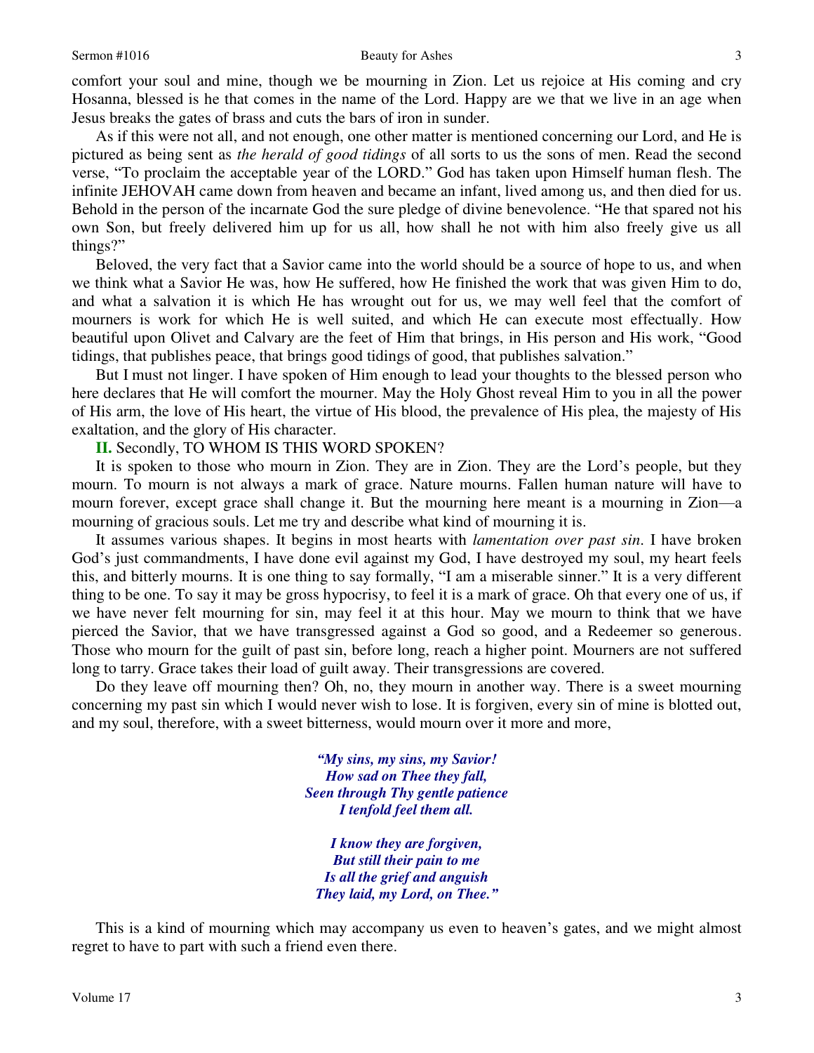comfort your soul and mine, though we be mourning in Zion. Let us rejoice at His coming and cry Hosanna, blessed is he that comes in the name of the Lord. Happy are we that we live in an age when Jesus breaks the gates of brass and cuts the bars of iron in sunder.

As if this were not all, and not enough, one other matter is mentioned concerning our Lord, and He is pictured as being sent as *the herald of good tidings* of all sorts to us the sons of men. Read the second verse, "To proclaim the acceptable year of the LORD." God has taken upon Himself human flesh. The infinite JEHOVAH came down from heaven and became an infant, lived among us, and then died for us. Behold in the person of the incarnate God the sure pledge of divine benevolence. "He that spared not his own Son, but freely delivered him up for us all, how shall he not with him also freely give us all things?"

Beloved, the very fact that a Savior came into the world should be a source of hope to us, and when we think what a Savior He was, how He suffered, how He finished the work that was given Him to do, and what a salvation it is which He has wrought out for us, we may well feel that the comfort of mourners is work for which He is well suited, and which He can execute most effectually. How beautiful upon Olivet and Calvary are the feet of Him that brings, in His person and His work, "Good tidings, that publishes peace, that brings good tidings of good, that publishes salvation."

But I must not linger. I have spoken of Him enough to lead your thoughts to the blessed person who here declares that He will comfort the mourner. May the Holy Ghost reveal Him to you in all the power of His arm, the love of His heart, the virtue of His blood, the prevalence of His plea, the majesty of His exaltation, and the glory of His character.

**II.** Secondly, TO WHOM IS THIS WORD SPOKEN?

It is spoken to those who mourn in Zion. They are in Zion. They are the Lord's people, but they mourn. To mourn is not always a mark of grace. Nature mourns. Fallen human nature will have to mourn forever, except grace shall change it. But the mourning here meant is a mourning in Zion—a mourning of gracious souls. Let me try and describe what kind of mourning it is.

It assumes various shapes. It begins in most hearts with *lamentation over past sin*. I have broken God's just commandments, I have done evil against my God, I have destroyed my soul, my heart feels this, and bitterly mourns. It is one thing to say formally, "I am a miserable sinner." It is a very different thing to be one. To say it may be gross hypocrisy, to feel it is a mark of grace. Oh that every one of us, if we have never felt mourning for sin, may feel it at this hour. May we mourn to think that we have pierced the Savior, that we have transgressed against a God so good, and a Redeemer so generous. Those who mourn for the guilt of past sin, before long, reach a higher point. Mourners are not suffered long to tarry. Grace takes their load of guilt away. Their transgressions are covered.

Do they leave off mourning then? Oh, no, they mourn in another way. There is a sweet mourning concerning my past sin which I would never wish to lose. It is forgiven, every sin of mine is blotted out, and my soul, therefore, with a sweet bitterness, would mourn over it more and more,

> ***"My sins, my sins, my Savior!***
> ***How sad on Thee they fall,***
> ***Seen through Thy gentle patience***
> ***I tenfold feel them all.***
>
> ***I know they are forgiven,***
> ***But still their pain to me***
> ***Is all the grief and anguish***
> ***They laid, my Lord, on Thee."***

This is a kind of mourning which may accompany us even to heaven's gates, and we might almost regret to have to part with such a friend even there.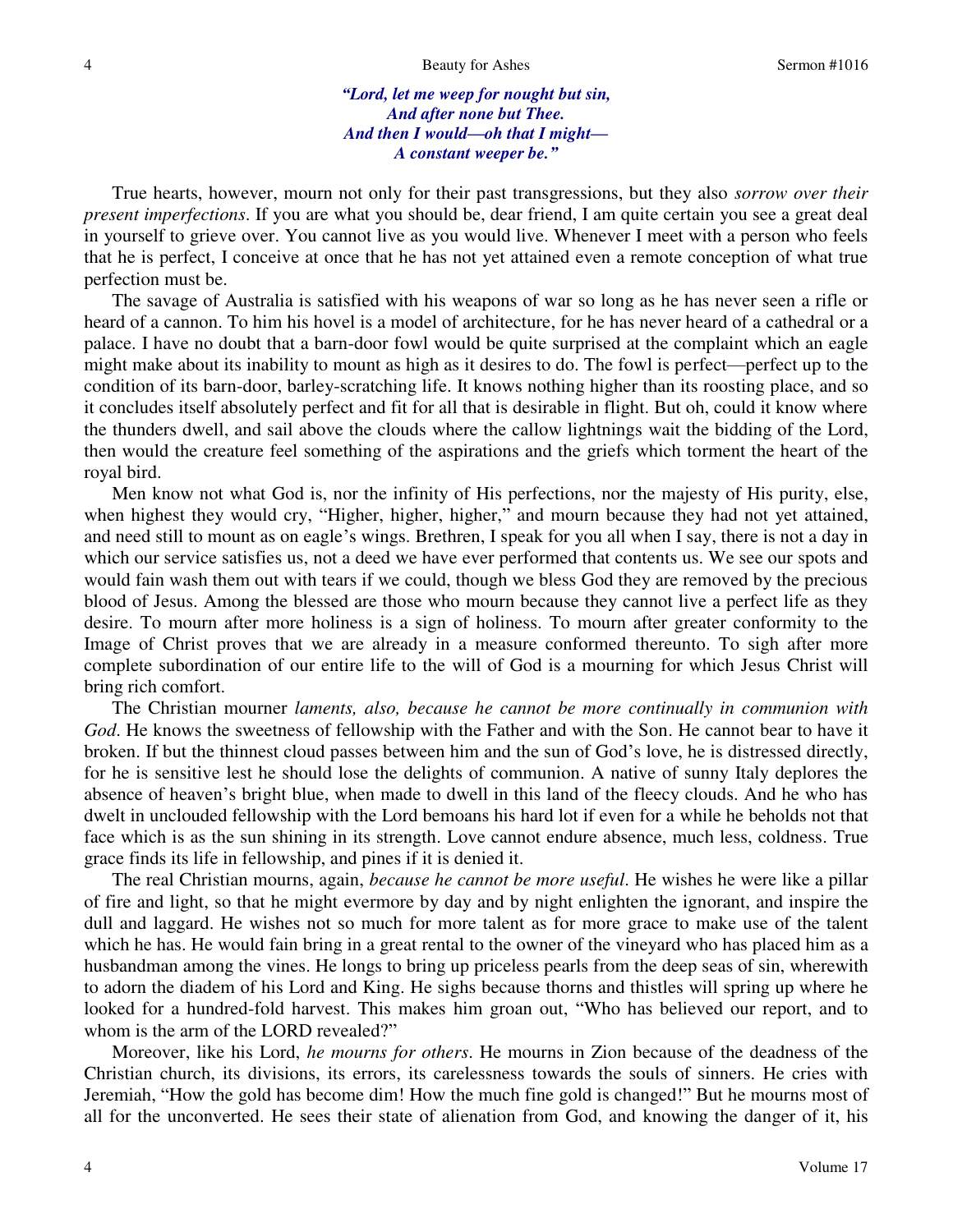*"Lord, let me weep for nought but sin,*
*And after none but Thee.*
*And then I would—oh that I might—*
*A constant weeper be."*

True hearts, however, mourn not only for their past transgressions, but they also *sorrow over their present imperfections*. If you are what you should be, dear friend, I am quite certain you see a great deal in yourself to grieve over. You cannot live as you would live. Whenever I meet with a person who feels that he is perfect, I conceive at once that he has not yet attained even a remote conception of what true perfection must be.

The savage of Australia is satisfied with his weapons of war so long as he has never seen a rifle or heard of a cannon. To him his hovel is a model of architecture, for he has never heard of a cathedral or a palace. I have no doubt that a barn-door fowl would be quite surprised at the complaint which an eagle might make about its inability to mount as high as it desires to do. The fowl is perfect—perfect up to the condition of its barn-door, barley-scratching life. It knows nothing higher than its roosting place, and so it concludes itself absolutely perfect and fit for all that is desirable in flight. But oh, could it know where the thunders dwell, and sail above the clouds where the callow lightnings wait the bidding of the Lord, then would the creature feel something of the aspirations and the griefs which torment the heart of the royal bird.

Men know not what God is, nor the infinity of His perfections, nor the majesty of His purity, else, when highest they would cry, "Higher, higher, higher," and mourn because they had not yet attained, and need still to mount as on eagle's wings. Brethren, I speak for you all when I say, there is not a day in which our service satisfies us, not a deed we have ever performed that contents us. We see our spots and would fain wash them out with tears if we could, though we bless God they are removed by the precious blood of Jesus. Among the blessed are those who mourn because they cannot live a perfect life as they desire. To mourn after more holiness is a sign of holiness. To mourn after greater conformity to the Image of Christ proves that we are already in a measure conformed thereunto. To sigh after more complete subordination of our entire life to the will of God is a mourning for which Jesus Christ will bring rich comfort.

The Christian mourner *laments, also, because he cannot be more continually in communion with God*. He knows the sweetness of fellowship with the Father and with the Son. He cannot bear to have it broken. If but the thinnest cloud passes between him and the sun of God's love, he is distressed directly, for he is sensitive lest he should lose the delights of communion. A native of sunny Italy deplores the absence of heaven's bright blue, when made to dwell in this land of the fleecy clouds. And he who has dwelt in unclouded fellowship with the Lord bemoans his hard lot if even for a while he beholds not that face which is as the sun shining in its strength. Love cannot endure absence, much less, coldness. True grace finds its life in fellowship, and pines if it is denied it.

The real Christian mourns, again, *because he cannot be more useful*. He wishes he were like a pillar of fire and light, so that he might evermore by day and by night enlighten the ignorant, and inspire the dull and laggard. He wishes not so much for more talent as for more grace to make use of the talent which he has. He would fain bring in a great rental to the owner of the vineyard who has placed him as a husbandman among the vines. He longs to bring up priceless pearls from the deep seas of sin, wherewith to adorn the diadem of his Lord and King. He sighs because thorns and thistles will spring up where he looked for a hundred-fold harvest. This makes him groan out, "Who has believed our report, and to whom is the arm of the LORD revealed?"

Moreover, like his Lord, *he mourns for others*. He mourns in Zion because of the deadness of the Christian church, its divisions, its errors, its carelessness towards the souls of sinners. He cries with Jeremiah, "How the gold has become dim! How the much fine gold is changed!" But he mourns most of all for the unconverted. He sees their state of alienation from God, and knowing the danger of it, his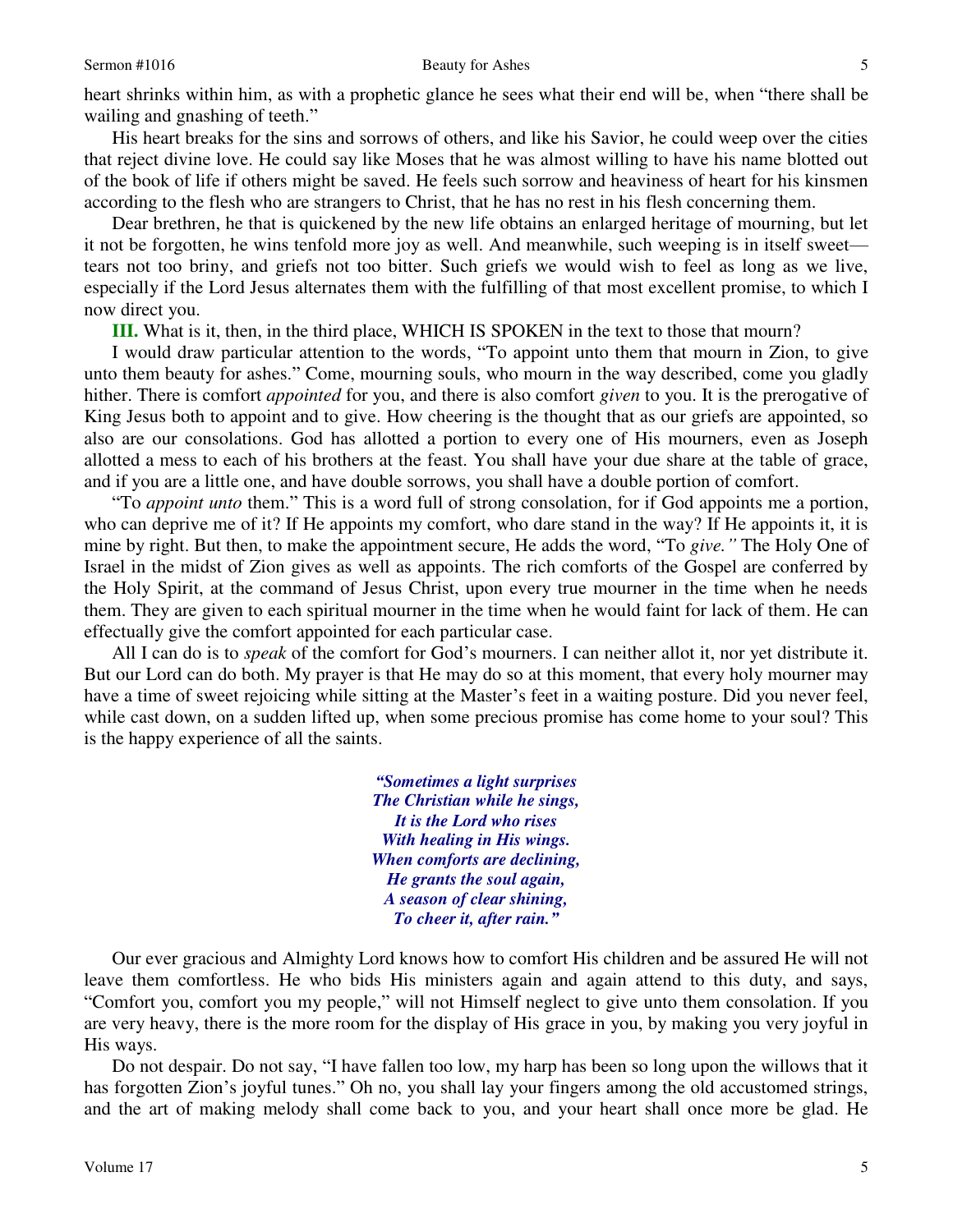heart shrinks within him, as with a prophetic glance he sees what their end will be, when "there shall be wailing and gnashing of teeth."

His heart breaks for the sins and sorrows of others, and like his Savior, he could weep over the cities that reject divine love. He could say like Moses that he was almost willing to have his name blotted out of the book of life if others might be saved. He feels such sorrow and heaviness of heart for his kinsmen according to the flesh who are strangers to Christ, that he has no rest in his flesh concerning them.

Dear brethren, he that is quickened by the new life obtains an enlarged heritage of mourning, but let it not be forgotten, he wins tenfold more joy as well. And meanwhile, such weeping is in itself sweet—tears not too briny, and griefs not too bitter. Such griefs we would wish to feel as long as we live, especially if the Lord Jesus alternates them with the fulfilling of that most excellent promise, to which I now direct you.

**III.** What is it, then, in the third place, WHICH IS SPOKEN in the text to those that mourn?

I would draw particular attention to the words, "To appoint unto them that mourn in Zion, to give unto them beauty for ashes." Come, mourning souls, who mourn in the way described, come you gladly hither. There is comfort *appointed* for you, and there is also comfort *given* to you. It is the prerogative of King Jesus both to appoint and to give. How cheering is the thought that as our griefs are appointed, so also are our consolations. God has allotted a portion to every one of His mourners, even as Joseph allotted a mess to each of his brothers at the feast. You shall have your due share at the table of grace, and if you are a little one, and have double sorrows, you shall have a double portion of comfort.

"To *appoint unto* them." This is a word full of strong consolation, for if God appoints me a portion, who can deprive me of it? If He appoints my comfort, who dare stand in the way? If He appoints it, it is mine by right. But then, to make the appointment secure, He adds the word, "To *give."* The Holy One of Israel in the midst of Zion gives as well as appoints. The rich comforts of the Gospel are conferred by the Holy Spirit, at the command of Jesus Christ, upon every true mourner in the time when he needs them. They are given to each spiritual mourner in the time when he would faint for lack of them. He can effectually give the comfort appointed for each particular case.

All I can do is to *speak* of the comfort for God's mourners. I can neither allot it, nor yet distribute it. But our Lord can do both. My prayer is that He may do so at this moment, that every holy mourner may have a time of sweet rejoicing while sitting at the Master's feet in a waiting posture. Did you never feel, while cast down, on a sudden lifted up, when some precious promise has come home to your soul? This is the happy experience of all the saints.

> ***"Sometimes a light surprises***
> ***The Christian while he sings,***
> ***It is the Lord who rises***
> ***With healing in His wings.***
> ***When comforts are declining,***
> ***He grants the soul again,***
> ***A season of clear shining,***
> ***To cheer it, after rain."***

Our ever gracious and Almighty Lord knows how to comfort His children and be assured He will not leave them comfortless. He who bids His ministers again and again attend to this duty, and says, "Comfort you, comfort you my people," will not Himself neglect to give unto them consolation. If you are very heavy, there is the more room for the display of His grace in you, by making you very joyful in His ways.

Do not despair. Do not say, "I have fallen too low, my harp has been so long upon the willows that it has forgotten Zion's joyful tunes." Oh no, you shall lay your fingers among the old accustomed strings, and the art of making melody shall come back to you, and your heart shall once more be glad. He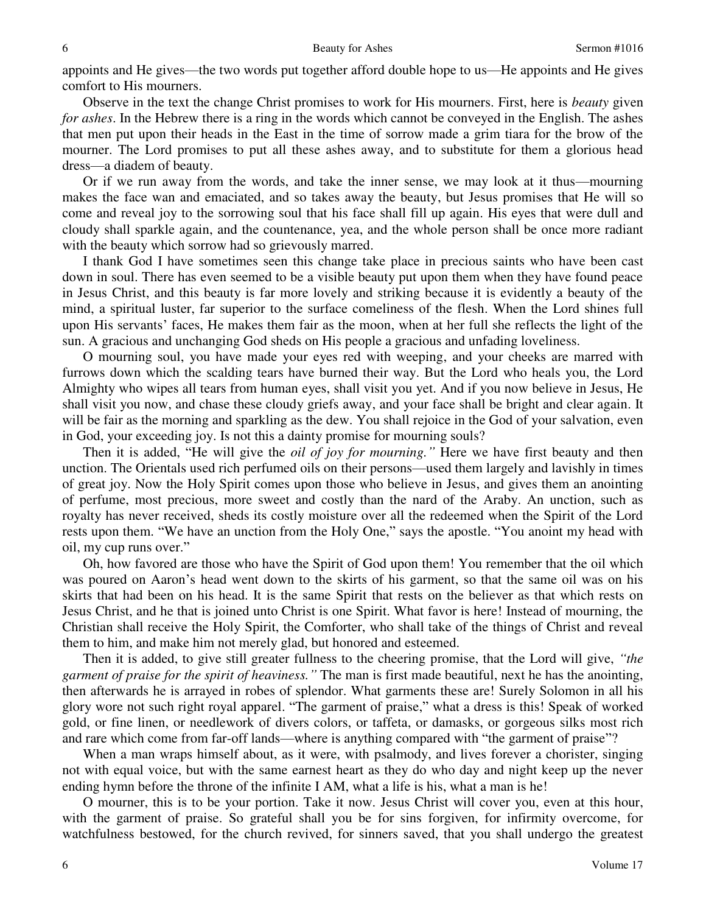appoints and He gives—the two words put together afford double hope to us—He appoints and He gives comfort to His mourners.

Observe in the text the change Christ promises to work for His mourners. First, here is *beauty* given *for ashes*. In the Hebrew there is a ring in the words which cannot be conveyed in the English. The ashes that men put upon their heads in the East in the time of sorrow made a grim tiara for the brow of the mourner. The Lord promises to put all these ashes away, and to substitute for them a glorious head dress—a diadem of beauty.

Or if we run away from the words, and take the inner sense, we may look at it thus—mourning makes the face wan and emaciated, and so takes away the beauty, but Jesus promises that He will so come and reveal joy to the sorrowing soul that his face shall fill up again. His eyes that were dull and cloudy shall sparkle again, and the countenance, yea, and the whole person shall be once more radiant with the beauty which sorrow had so grievously marred.

I thank God I have sometimes seen this change take place in precious saints who have been cast down in soul. There has even seemed to be a visible beauty put upon them when they have found peace in Jesus Christ, and this beauty is far more lovely and striking because it is evidently a beauty of the mind, a spiritual luster, far superior to the surface comeliness of the flesh. When the Lord shines full upon His servants' faces, He makes them fair as the moon, when at her full she reflects the light of the sun. A gracious and unchanging God sheds on His people a gracious and unfading loveliness.

O mourning soul, you have made your eyes red with weeping, and your cheeks are marred with furrows down which the scalding tears have burned their way. But the Lord who heals you, the Lord Almighty who wipes all tears from human eyes, shall visit you yet. And if you now believe in Jesus, He shall visit you now, and chase these cloudy griefs away, and your face shall be bright and clear again. It will be fair as the morning and sparkling as the dew. You shall rejoice in the God of your salvation, even in God, your exceeding joy. Is not this a dainty promise for mourning souls?

Then it is added, "He will give the *oil of joy for mourning."* Here we have first beauty and then unction. The Orientals used rich perfumed oils on their persons—used them largely and lavishly in times of great joy. Now the Holy Spirit comes upon those who believe in Jesus, and gives them an anointing of perfume, most precious, more sweet and costly than the nard of the Araby. An unction, such as royalty has never received, sheds its costly moisture over all the redeemed when the Spirit of the Lord rests upon them. "We have an unction from the Holy One," says the apostle. "You anoint my head with oil, my cup runs over."

Oh, how favored are those who have the Spirit of God upon them! You remember that the oil which was poured on Aaron's head went down to the skirts of his garment, so that the same oil was on his skirts that had been on his head. It is the same Spirit that rests on the believer as that which rests on Jesus Christ, and he that is joined unto Christ is one Spirit. What favor is here! Instead of mourning, the Christian shall receive the Holy Spirit, the Comforter, who shall take of the things of Christ and reveal them to him, and make him not merely glad, but honored and esteemed.

Then it is added, to give still greater fullness to the cheering promise, that the Lord will give, *"the garment of praise for the spirit of heaviness."* The man is first made beautiful, next he has the anointing, then afterwards he is arrayed in robes of splendor. What garments these are! Surely Solomon in all his glory wore not such right royal apparel. "The garment of praise," what a dress is this! Speak of worked gold, or fine linen, or needlework of divers colors, or taffeta, or damasks, or gorgeous silks most rich and rare which come from far-off lands—where is anything compared with "the garment of praise"?

When a man wraps himself about, as it were, with psalmody, and lives forever a chorister, singing not with equal voice, but with the same earnest heart as they do who day and night keep up the never ending hymn before the throne of the infinite I AM, what a life is his, what a man is he!

O mourner, this is to be your portion. Take it now. Jesus Christ will cover you, even at this hour, with the garment of praise. So grateful shall you be for sins forgiven, for infirmity overcome, for watchfulness bestowed, for the church revived, for sinners saved, that you shall undergo the greatest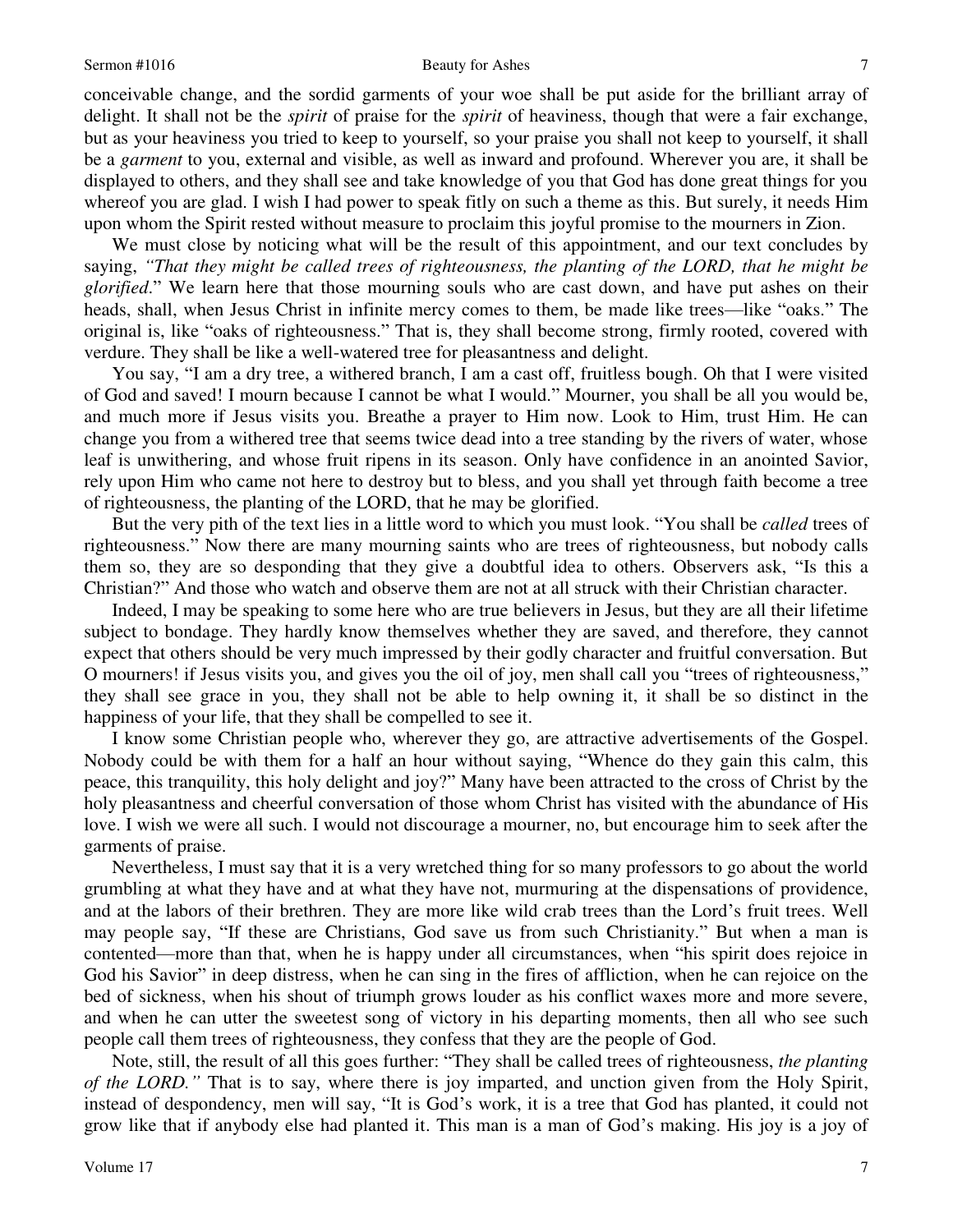conceivable change, and the sordid garments of your woe shall be put aside for the brilliant array of delight. It shall not be the *spirit* of praise for the *spirit* of heaviness, though that were a fair exchange, but as your heaviness you tried to keep to yourself, so your praise you shall not keep to yourself, it shall be a *garment* to you, external and visible, as well as inward and profound. Wherever you are, it shall be displayed to others, and they shall see and take knowledge of you that God has done great things for you whereof you are glad. I wish I had power to speak fitly on such a theme as this. But surely, it needs Him upon whom the Spirit rested without measure to proclaim this joyful promise to the mourners in Zion.

We must close by noticing what will be the result of this appointment, and our text concludes by saying, *"That they might be called trees of righteousness, the planting of the LORD, that he might be glorified.*" We learn here that those mourning souls who are cast down, and have put ashes on their heads, shall, when Jesus Christ in infinite mercy comes to them, be made like trees—like "oaks." The original is, like "oaks of righteousness." That is, they shall become strong, firmly rooted, covered with verdure. They shall be like a well-watered tree for pleasantness and delight.

You say, "I am a dry tree, a withered branch, I am a cast off, fruitless bough. Oh that I were visited of God and saved! I mourn because I cannot be what I would." Mourner, you shall be all you would be, and much more if Jesus visits you. Breathe a prayer to Him now. Look to Him, trust Him. He can change you from a withered tree that seems twice dead into a tree standing by the rivers of water, whose leaf is unwithering, and whose fruit ripens in its season. Only have confidence in an anointed Savior, rely upon Him who came not here to destroy but to bless, and you shall yet through faith become a tree of righteousness, the planting of the LORD, that he may be glorified.

But the very pith of the text lies in a little word to which you must look. "You shall be *called* trees of righteousness." Now there are many mourning saints who are trees of righteousness, but nobody calls them so, they are so desponding that they give a doubtful idea to others. Observers ask, "Is this a Christian?" And those who watch and observe them are not at all struck with their Christian character.

Indeed, I may be speaking to some here who are true believers in Jesus, but they are all their lifetime subject to bondage. They hardly know themselves whether they are saved, and therefore, they cannot expect that others should be very much impressed by their godly character and fruitful conversation. But O mourners! if Jesus visits you, and gives you the oil of joy, men shall call you "trees of righteousness," they shall see grace in you, they shall not be able to help owning it, it shall be so distinct in the happiness of your life, that they shall be compelled to see it.

I know some Christian people who, wherever they go, are attractive advertisements of the Gospel. Nobody could be with them for a half an hour without saying, "Whence do they gain this calm, this peace, this tranquility, this holy delight and joy?" Many have been attracted to the cross of Christ by the holy pleasantness and cheerful conversation of those whom Christ has visited with the abundance of His love. I wish we were all such. I would not discourage a mourner, no, but encourage him to seek after the garments of praise.

Nevertheless, I must say that it is a very wretched thing for so many professors to go about the world grumbling at what they have and at what they have not, murmuring at the dispensations of providence, and at the labors of their brethren. They are more like wild crab trees than the Lord's fruit trees. Well may people say, "If these are Christians, God save us from such Christianity." But when a man is contented—more than that, when he is happy under all circumstances, when "his spirit does rejoice in God his Savior" in deep distress, when he can sing in the fires of affliction, when he can rejoice on the bed of sickness, when his shout of triumph grows louder as his conflict waxes more and more severe, and when he can utter the sweetest song of victory in his departing moments, then all who see such people call them trees of righteousness, they confess that they are the people of God.

Note, still, the result of all this goes further: "They shall be called trees of righteousness, *the planting of the LORD."* That is to say, where there is joy imparted, and unction given from the Holy Spirit, instead of despondency, men will say, "It is God's work, it is a tree that God has planted, it could not grow like that if anybody else had planted it. This man is a man of God's making. His joy is a joy of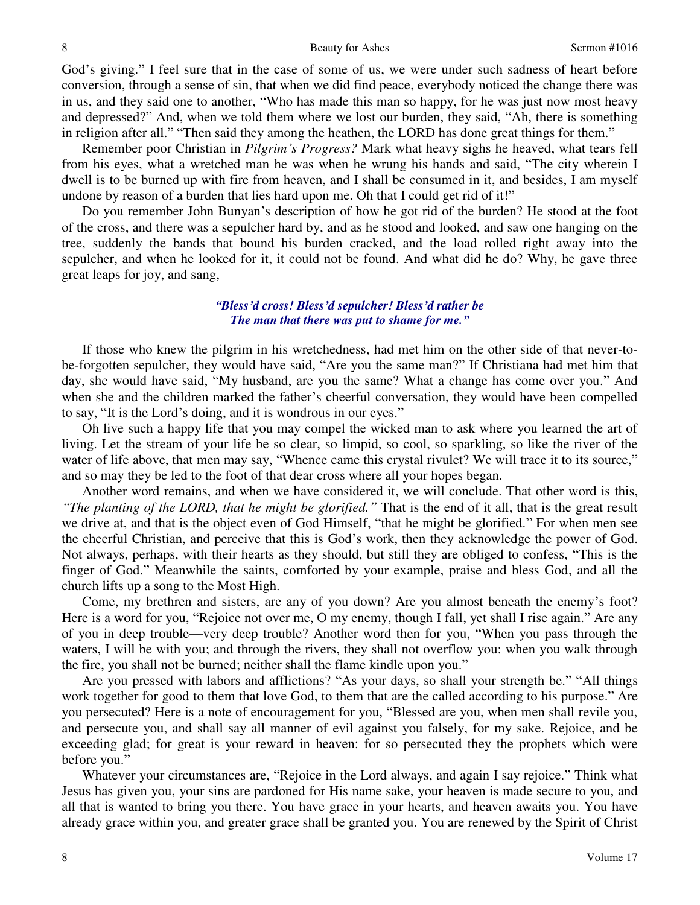God's giving." I feel sure that in the case of some of us, we were under such sadness of heart before conversion, through a sense of sin, that when we did find peace, everybody noticed the change there was in us, and they said one to another, "Who has made this man so happy, for he was just now most heavy and depressed?" And, when we told them where we lost our burden, they said, "Ah, there is something in religion after all." "Then said they among the heathen, the LORD has done great things for them."

Remember poor Christian in *Pilgrim's Progress?* Mark what heavy sighs he heaved, what tears fell from his eyes, what a wretched man he was when he wrung his hands and said, "The city wherein I dwell is to be burned up with fire from heaven, and I shall be consumed in it, and besides, I am myself undone by reason of a burden that lies hard upon me. Oh that I could get rid of it!"

Do you remember John Bunyan's description of how he got rid of the burden? He stood at the foot of the cross, and there was a sepulcher hard by, and as he stood and looked, and saw one hanging on the tree, suddenly the bands that bound his burden cracked, and the load rolled right away into the sepulcher, and when he looked for it, it could not be found. And what did he do? Why, he gave three great leaps for joy, and sang,

> *"Bless'd cross! Bless'd sepulcher! Bless'd rather be*
> *The man that there was put to shame for me."*

If those who knew the pilgrim in his wretchedness, had met him on the other side of that never-to-be-forgotten sepulcher, they would have said, "Are you the same man?" If Christiana had met him that day, she would have said, "My husband, are you the same? What a change has come over you." And when she and the children marked the father's cheerful conversation, they would have been compelled to say, "It is the Lord's doing, and it is wondrous in our eyes."

Oh live such a happy life that you may compel the wicked man to ask where you learned the art of living. Let the stream of your life be so clear, so limpid, so cool, so sparkling, so like the river of the water of life above, that men may say, "Whence came this crystal rivulet? We will trace it to its source," and so may they be led to the foot of that dear cross where all your hopes began.

Another word remains, and when we have considered it, we will conclude. That other word is this, *"The planting of the LORD, that he might be glorified."* That is the end of it all, that is the great result we drive at, and that is the object even of God Himself, "that he might be glorified." For when men see the cheerful Christian, and perceive that this is God's work, then they acknowledge the power of God. Not always, perhaps, with their hearts as they should, but still they are obliged to confess, "This is the finger of God." Meanwhile the saints, comforted by your example, praise and bless God, and all the church lifts up a song to the Most High.

Come, my brethren and sisters, are any of you down? Are you almost beneath the enemy's foot? Here is a word for you, "Rejoice not over me, O my enemy, though I fall, yet shall I rise again." Are any of you in deep trouble—very deep trouble? Another word then for you, "When you pass through the waters, I will be with you; and through the rivers, they shall not overflow you: when you walk through the fire, you shall not be burned; neither shall the flame kindle upon you."

Are you pressed with labors and afflictions? "As your days, so shall your strength be." "All things work together for good to them that love God, to them that are the called according to his purpose." Are you persecuted? Here is a note of encouragement for you, "Blessed are you, when men shall revile you, and persecute you, and shall say all manner of evil against you falsely, for my sake. Rejoice, and be exceeding glad; for great is your reward in heaven: for so persecuted they the prophets which were before you."

Whatever your circumstances are, "Rejoice in the Lord always, and again I say rejoice." Think what Jesus has given you, your sins are pardoned for His name sake, your heaven is made secure to you, and all that is wanted to bring you there. You have grace in your hearts, and heaven awaits you. You have already grace within you, and greater grace shall be granted you. You are renewed by the Spirit of Christ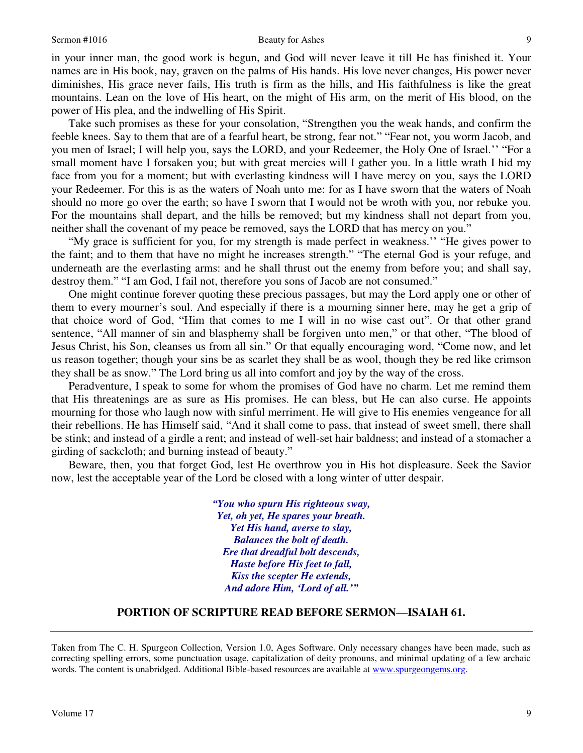in your inner man, the good work is begun, and God will never leave it till He has finished it. Your names are in His book, nay, graven on the palms of His hands. His love never changes, His power never diminishes, His grace never fails, His truth is firm as the hills, and His faithfulness is like the great mountains. Lean on the love of His heart, on the might of His arm, on the merit of His blood, on the power of His plea, and the indwelling of His Spirit.

Take such promises as these for your consolation, "Strengthen you the weak hands, and confirm the feeble knees. Say to them that are of a fearful heart, be strong, fear not." "Fear not, you worm Jacob, and you men of Israel; I will help you, says the LORD, and your Redeemer, the Holy One of Israel.'' "For a small moment have I forsaken you; but with great mercies will I gather you. In a little wrath I hid my face from you for a moment; but with everlasting kindness will I have mercy on you, says the LORD your Redeemer. For this is as the waters of Noah unto me: for as I have sworn that the waters of Noah should no more go over the earth; so have I sworn that I would not be wroth with you, nor rebuke you. For the mountains shall depart, and the hills be removed; but my kindness shall not depart from you, neither shall the covenant of my peace be removed, says the LORD that has mercy on you."

"My grace is sufficient for you, for my strength is made perfect in weakness.'' "He gives power to the faint; and to them that have no might he increases strength." "The eternal God is your refuge, and underneath are the everlasting arms: and he shall thrust out the enemy from before you; and shall say, destroy them." "I am God, I fail not, therefore you sons of Jacob are not consumed."

One might continue forever quoting these precious passages, but may the Lord apply one or other of them to every mourner's soul. And especially if there is a mourning sinner here, may he get a grip of that choice word of God, "Him that comes to me I will in no wise cast out". Or that other grand sentence, "All manner of sin and blasphemy shall be forgiven unto men," or that other, "The blood of Jesus Christ, his Son, cleanses us from all sin." Or that equally encouraging word, "Come now, and let us reason together; though your sins be as scarlet they shall be as wool, though they be red like crimson they shall be as snow." The Lord bring us all into comfort and joy by the way of the cross.

Peradventure, I speak to some for whom the promises of God have no charm. Let me remind them that His threatenings are as sure as His promises. He can bless, but He can also curse. He appoints mourning for those who laugh now with sinful merriment. He will give to His enemies vengeance for all their rebellions. He has Himself said, "And it shall come to pass, that instead of sweet smell, there shall be stink; and instead of a girdle a rent; and instead of well-set hair baldness; and instead of a stomacher a girding of sackcloth; and burning instead of beauty."

Beware, then, you that forget God, lest He overthrow you in His hot displeasure. Seek the Savior now, lest the acceptable year of the Lord be closed with a long winter of utter despair.

> ***"You who spurn His righteous sway,***
> ***Yet, oh yet, He spares your breath.***
> ***Yet His hand, averse to slay,***
> ***Balances the bolt of death.***
> ***Ere that dreadful bolt descends,***
> ***Haste before His feet to fall,***
> ***Kiss the scepter He extends,***
> ***And adore Him, 'Lord of all.'"***

## PORTION OF SCRIPTURE READ BEFORE SERMON—ISAIAH 61.

---

Taken from The C. H. Spurgeon Collection, Version 1.0, Ages Software. Only necessary changes have been made, such as correcting spelling errors, some punctuation usage, capitalization of deity pronouns, and minimal updating of a few archaic words. The content is unabridged. Additional Bible-based resources are available at www.spurgeongems.org.